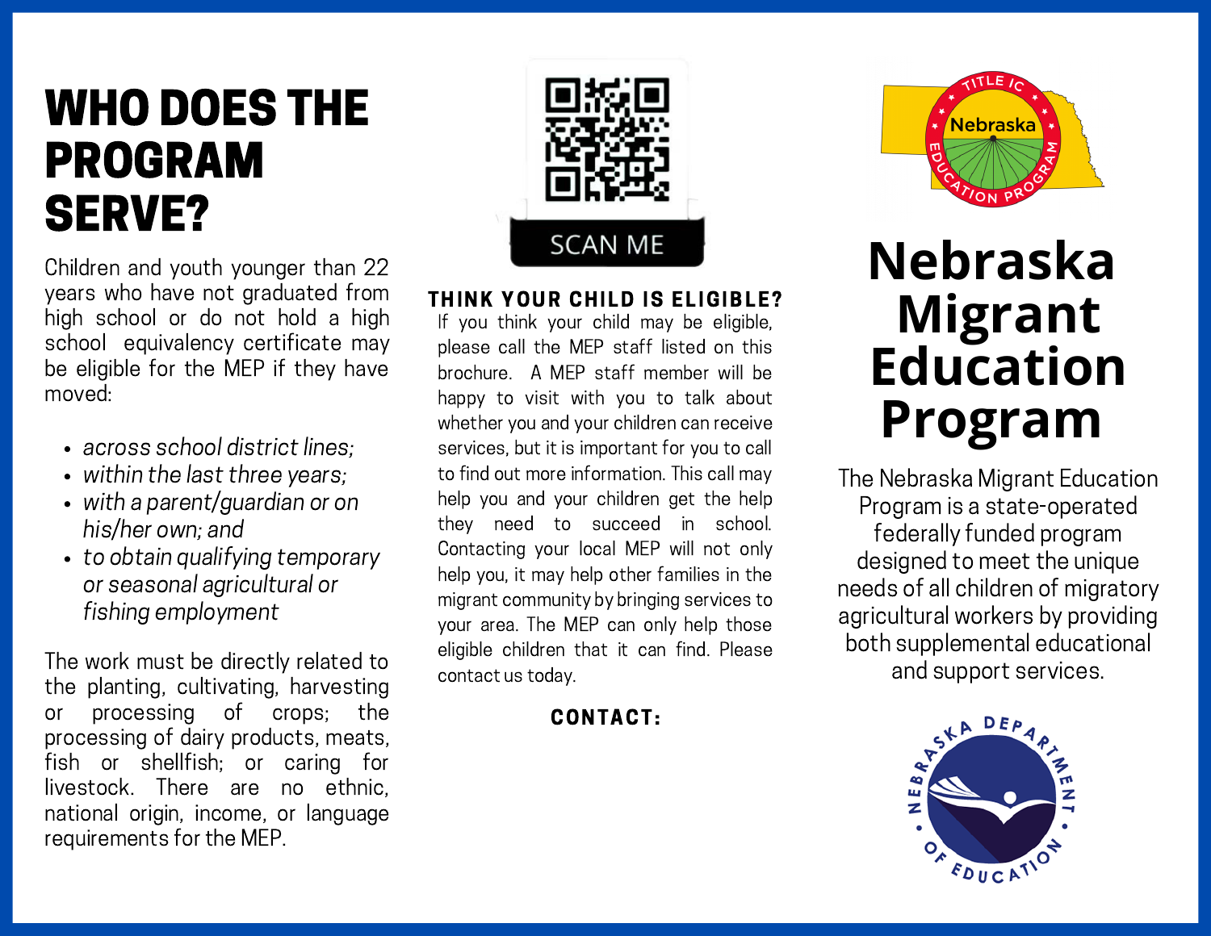# WHO DOES THE PROGRAM SERVE?

Children and youth younger than 22 years who have not graduated from high school or do not hold a high school equivalency certificate may be eligible for the MEP if they have moved:

- *across school district lines;*
- *within the last three years;*
- *with a parent/guardian or on his/her own; and*
- *to obtain qualifying temporary or seasonal agricultural or fishing employment*

The work must be directly related to the planting, cultivating, harvesting or processing of crops; the processing of dairy products, meats, fish or shellfish; or caring for livestock. There are no ethnic, national origin, income, or language requirements for the MEP.

SCAN ME

## THINK YOUR CHILD IS ELIGIBLE?

If you think your child may be eligible, please call the MEP staff listed on this brochure. A MEP staff member will be happy to visit with you to talk about whether you and your children can receive services, but it is important for you to call to find out more information. This call may help you and your children get the help they need to succeed in school. Contacting your local MEP will not only help you, it may help other families in the migrant community by bringing services to your area. The MEP can only help those eligible children that it can find. Please contact us today.

## CONTACT:

TITLE IC
Nebraska
EDUCATION PROGRAM

# Nebraska Migrant Education Program

The Nebraska Migrant Education Program is a state-operated federally funded program designed to meet the unique needs of all children of migratory agricultural workers by providing both supplemental educational and support services.

NEBRASKA DEPARTMENT OF EDUCATION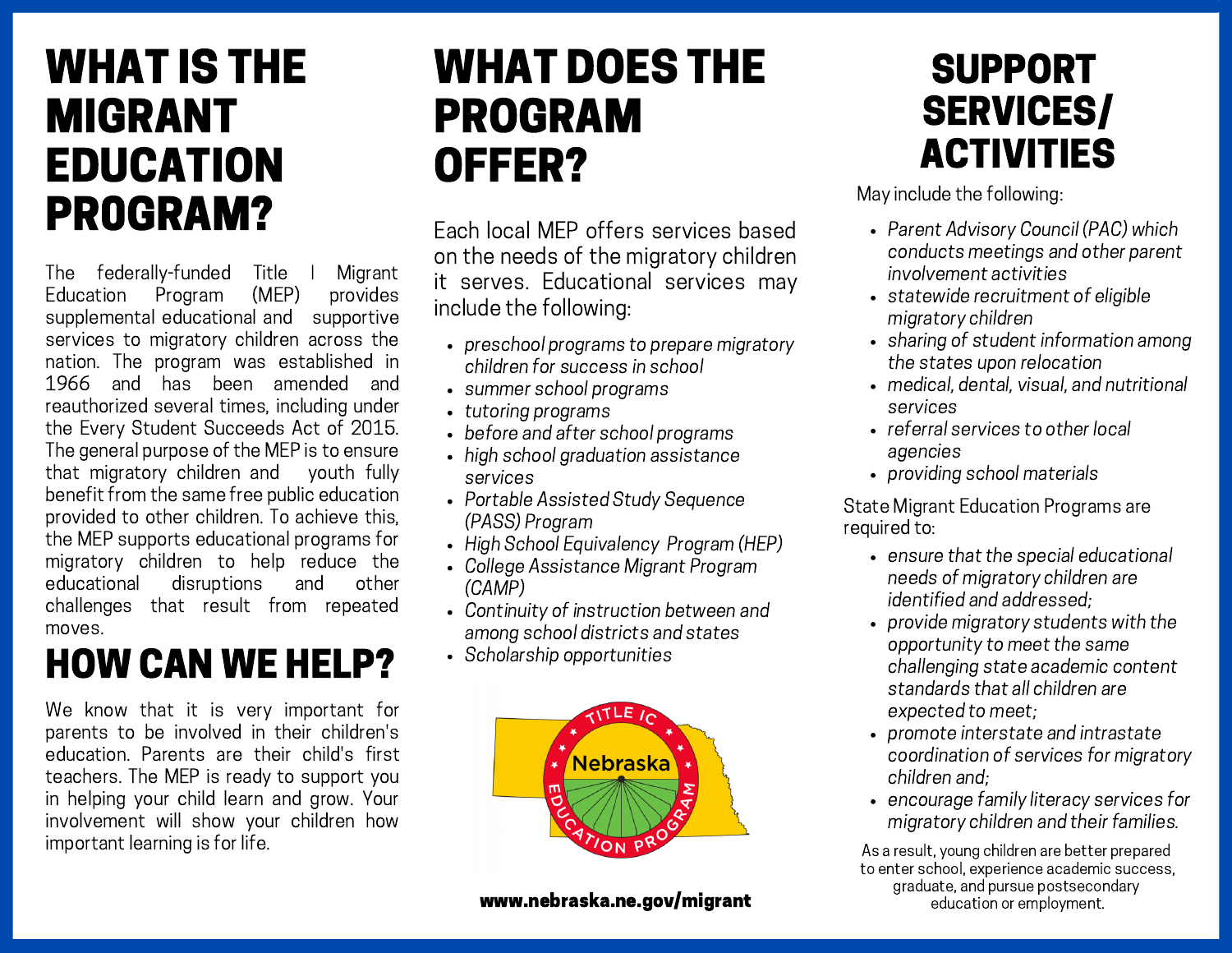# WHAT IS THE MIGRANT EDUCATION PROGRAM?

The federally-funded Title I Migrant Education Program (MEP) provides supplemental educational and supportive services to migratory children across the nation. The program was established in 1966 and has been amended and reauthorized several times, including under the Every Student Succeeds Act of 2015. The general purpose of the MEP is to ensure that migratory children and youth fully benefit from the same free public education provided to other children. To achieve this, the MEP supports educational programs for migratory children to help reduce the educational disruptions and other challenges that result from repeated moves.

# HOW CAN WE HELP?

We know that it is very important for parents to be involved in their children's education. Parents are their child's first teachers. The MEP is ready to support you in helping your child learn and grow. Your involvement will show your children how important learning is for life.

# WHAT DOES THE PROGRAM OFFER?

Each local MEP offers services based on the needs of the migratory children it serves. Educational services may include the following:

- *preschool programs to prepare migratory children for success in school*
- *summer school programs*
- *tutoring programs*
- *before and after school programs*
- *high school graduation assistance services*
- *Portable Assisted Study Sequence (PASS) Program*
- *High School Equivalency Program (HEP)*
- *College Assistance Migrant Program (CAMP)*
- *Continuity of instruction between and among school districts and states*
- *Scholarship opportunities*

TITLE IC Nebraska EDUCATION PROGRAM

**www.nebraska.ne.gov/migrant**

# SUPPORT SERVICES/ ACTIVITIES

May include the following:

- *Parent Advisory Council (PAC) which conducts meetings and other parent involvement activities*
- *statewide recruitment of eligible migratory children*
- *sharing of student information among the states upon relocation*
- *medical, dental, visual, and nutritional services*
- *referral services to other local agencies*
- *providing school materials*

State Migrant Education Programs are required to:

- *ensure that the special educational needs of migratory children are identified and addressed;*
- *provide migratory students with the opportunity to meet the same challenging state academic content standards that all children are expected to meet;*
- *promote interstate and intrastate coordination of services for migratory children and;*
- *encourage family literacy services for migratory children and their families.*

As a result, young children are better prepared to enter school, experience academic success, graduate, and pursue postsecondary education or employment.